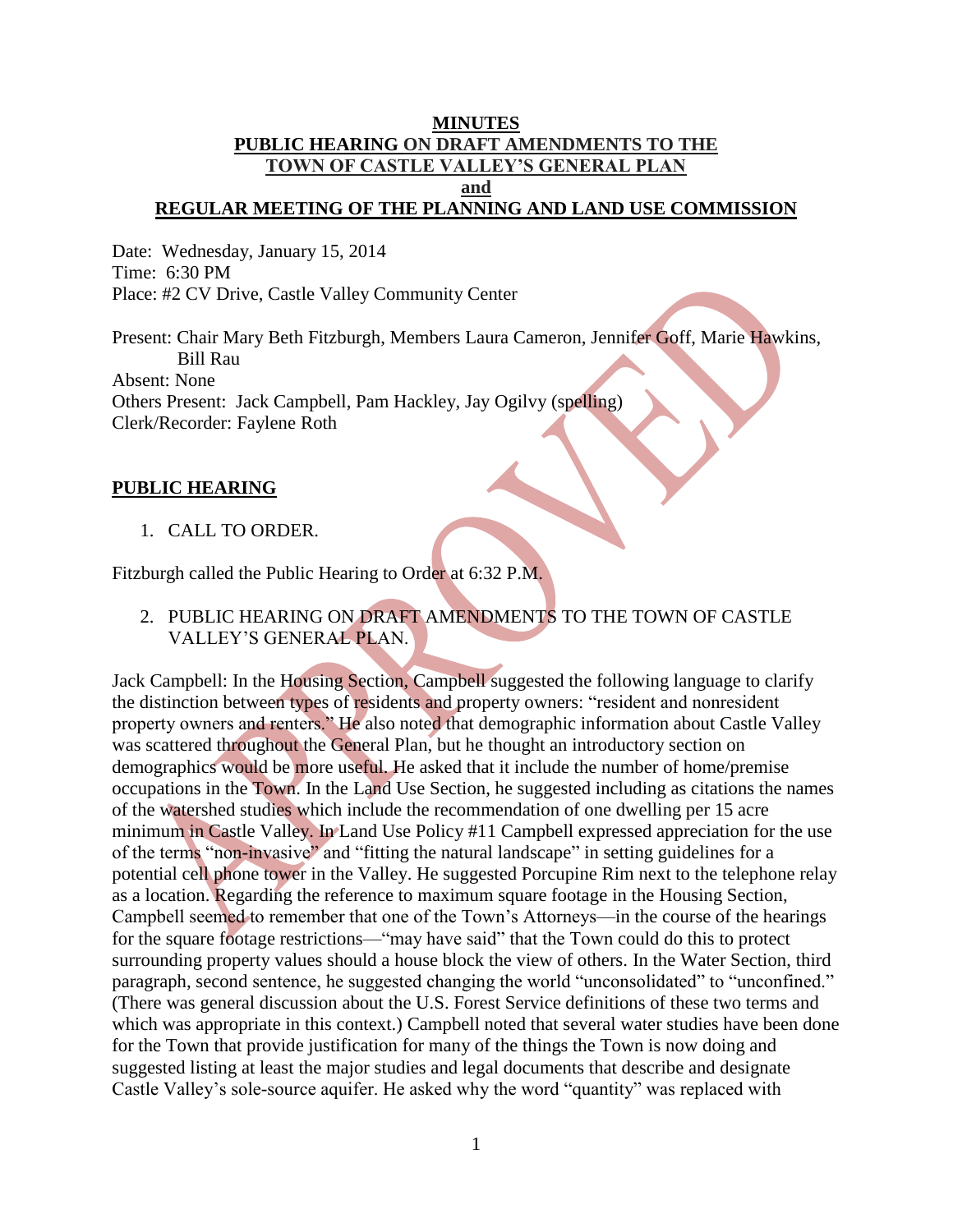**MINUTES**
**PUBLIC HEARING ON DRAFT AMENDMENTS TO THE TOWN OF CASTLE VALLEY'S GENERAL PLAN**
**and**
**REGULAR MEETING OF THE PLANNING AND LAND USE COMMISSION**

Date: Wednesday, January 15, 2014
Time: 6:30 PM
Place: #2 CV Drive, Castle Valley Community Center

Present: Chair Mary Beth Fitzburgh, Members Laura Cameron, Jennifer Goff, Marie Hawkins, Bill Rau
Absent: None
Others Present: Jack Campbell, Pam Hackley, Jay Ogilvy (spelling)
Clerk/Recorder: Faylene Roth

## PUBLIC HEARING

1. CALL TO ORDER.

Fitzburgh called the Public Hearing to Order at 6:32 P.M.

2. PUBLIC HEARING ON DRAFT AMENDMENTS TO THE TOWN OF CASTLE VALLEY'S GENERAL PLAN.

Jack Campbell: In the Housing Section, Campbell suggested the following language to clarify the distinction between types of residents and property owners: "resident and nonresident property owners and renters." He also noted that demographic information about Castle Valley was scattered throughout the General Plan, but he thought an introductory section on demographics would be more useful. He asked that it include the number of home/premise occupations in the Town. In the Land Use Section, he suggested including as citations the names of the watershed studies which include the recommendation of one dwelling per 15 acre minimum in Castle Valley. In Land Use Policy #11 Campbell expressed appreciation for the use of the terms "non-invasive" and "fitting the natural landscape" in setting guidelines for a potential cell phone tower in the Valley. He suggested Porcupine Rim next to the telephone relay as a location. Regarding the reference to maximum square footage in the Housing Section, Campbell seemed to remember that one of the Town's Attorneys—in the course of the hearings for the square footage restrictions—"may have said" that the Town could do this to protect surrounding property values should a house block the view of others. In the Water Section, third paragraph, second sentence, he suggested changing the world "unconsolidated" to "unconfined." (There was general discussion about the U.S. Forest Service definitions of these two terms and which was appropriate in this context.) Campbell noted that several water studies have been done for the Town that provide justification for many of the things the Town is now doing and suggested listing at least the major studies and legal documents that describe and designate Castle Valley's sole-source aquifer. He asked why the word "quantity" was replaced with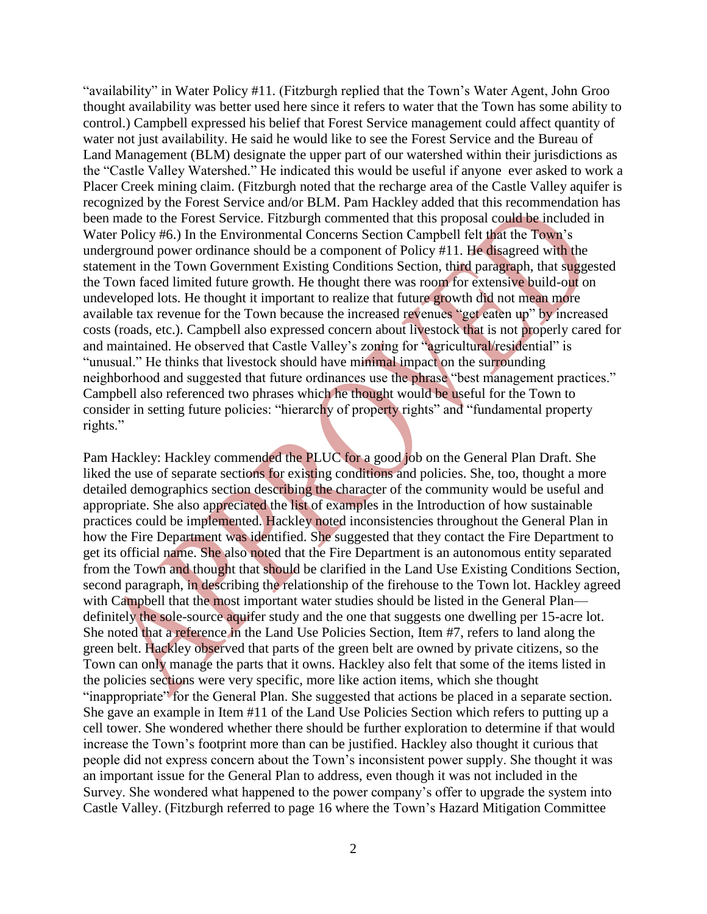"availability" in Water Policy #11. (Fitzburgh replied that the Town's Water Agent, John Groo thought availability was better used here since it refers to water that the Town has some ability to control.) Campbell expressed his belief that Forest Service management could affect quantity of water not just availability. He said he would like to see the Forest Service and the Bureau of Land Management (BLM) designate the upper part of our watershed within their jurisdictions as the "Castle Valley Watershed." He indicated this would be useful if anyone ever asked to work a Placer Creek mining claim. (Fitzburgh noted that the recharge area of the Castle Valley aquifer is recognized by the Forest Service and/or BLM. Pam Hackley added that this recommendation has been made to the Forest Service. Fitzburgh commented that this proposal could be included in Water Policy #6.) In the Environmental Concerns Section Campbell felt that the Town's underground power ordinance should be a component of Policy #11. He disagreed with the statement in the Town Government Existing Conditions Section, third paragraph, that suggested the Town faced limited future growth. He thought there was room for extensive build-out on undeveloped lots. He thought it important to realize that future growth did not mean more available tax revenue for the Town because the increased revenues "get eaten up" by increased costs (roads, etc.). Campbell also expressed concern about livestock that is not properly cared for and maintained. He observed that Castle Valley's zoning for "agricultural/residential" is "unusual." He thinks that livestock should have minimal impact on the surrounding neighborhood and suggested that future ordinances use the phrase "best management practices." Campbell also referenced two phrases which he thought would be useful for the Town to consider in setting future policies: "hierarchy of property rights" and "fundamental property rights."

Pam Hackley: Hackley commended the PLUC for a good job on the General Plan Draft. She liked the use of separate sections for existing conditions and policies. She, too, thought a more detailed demographics section describing the character of the community would be useful and appropriate. She also appreciated the list of examples in the Introduction of how sustainable practices could be implemented. Hackley noted inconsistencies throughout the General Plan in how the Fire Department was identified. She suggested that they contact the Fire Department to get its official name. She also noted that the Fire Department is an autonomous entity separated from the Town and thought that should be clarified in the Land Use Existing Conditions Section, second paragraph, in describing the relationship of the firehouse to the Town lot. Hackley agreed with Campbell that the most important water studies should be listed in the General Plan—definitely the sole-source aquifer study and the one that suggests one dwelling per 15-acre lot. She noted that a reference in the Land Use Policies Section, Item #7, refers to land along the green belt. Hackley observed that parts of the green belt are owned by private citizens, so the Town can only manage the parts that it owns. Hackley also felt that some of the items listed in the policies sections were very specific, more like action items, which she thought "inappropriate" for the General Plan. She suggested that actions be placed in a separate section. She gave an example in Item #11 of the Land Use Policies Section which refers to putting up a cell tower. She wondered whether there should be further exploration to determine if that would increase the Town's footprint more than can be justified. Hackley also thought it curious that people did not express concern about the Town's inconsistent power supply. She thought it was an important issue for the General Plan to address, even though it was not included in the Survey. She wondered what happened to the power company's offer to upgrade the system into Castle Valley. (Fitzburgh referred to page 16 where the Town's Hazard Mitigation Committee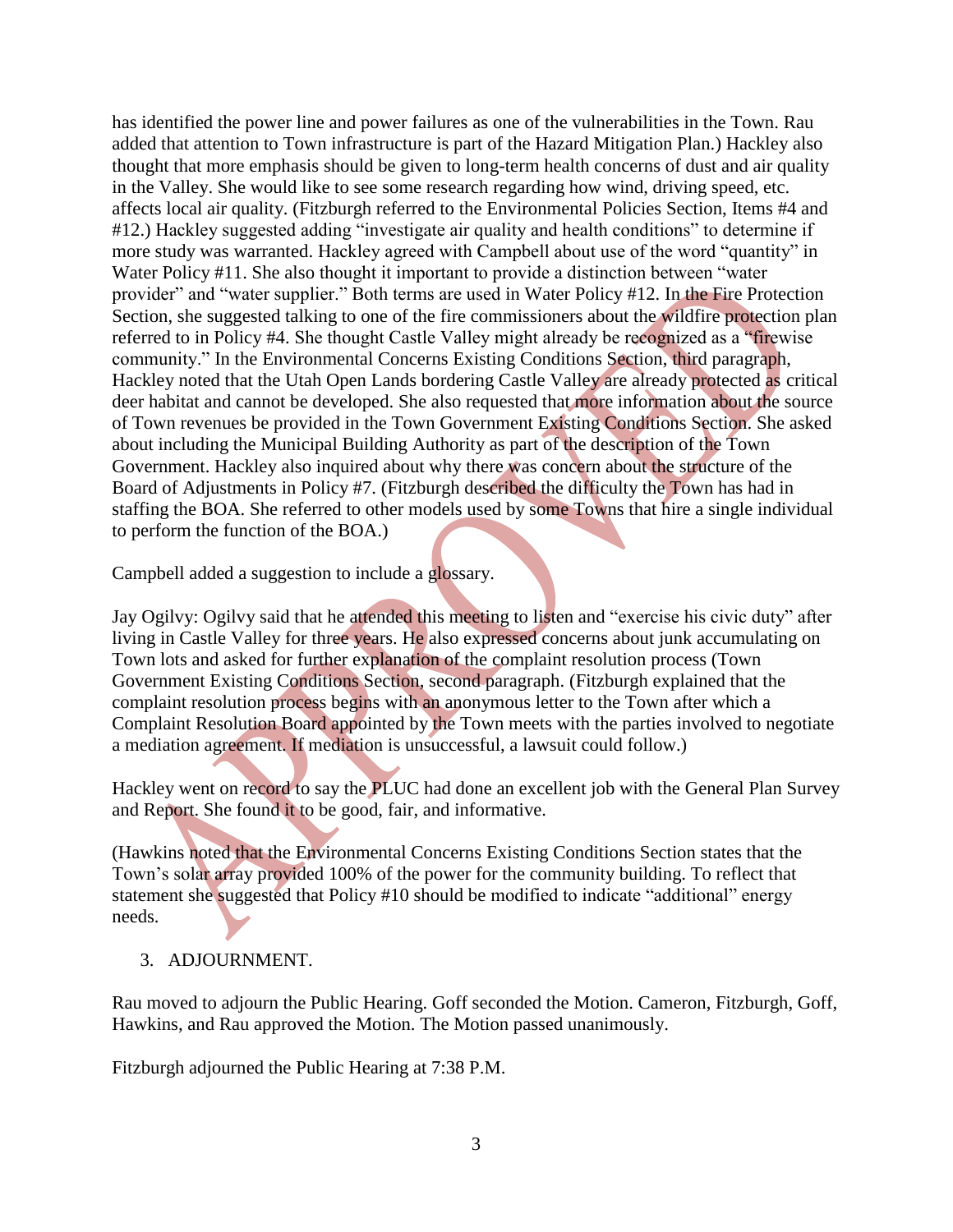has identified the power line and power failures as one of the vulnerabilities in the Town. Rau added that attention to Town infrastructure is part of the Hazard Mitigation Plan.) Hackley also thought that more emphasis should be given to long-term health concerns of dust and air quality in the Valley. She would like to see some research regarding how wind, driving speed, etc. affects local air quality. (Fitzburgh referred to the Environmental Policies Section, Items #4 and #12.) Hackley suggested adding "investigate air quality and health conditions" to determine if more study was warranted. Hackley agreed with Campbell about use of the word "quantity" in Water Policy #11. She also thought it important to provide a distinction between "water provider" and "water supplier." Both terms are used in Water Policy #12. In the Fire Protection Section, she suggested talking to one of the fire commissioners about the wildfire protection plan referred to in Policy #4. She thought Castle Valley might already be recognized as a "firewise community." In the Environmental Concerns Existing Conditions Section, third paragraph, Hackley noted that the Utah Open Lands bordering Castle Valley are already protected as critical deer habitat and cannot be developed. She also requested that more information about the source of Town revenues be provided in the Town Government Existing Conditions Section. She asked about including the Municipal Building Authority as part of the description of the Town Government. Hackley also inquired about why there was concern about the structure of the Board of Adjustments in Policy #7. (Fitzburgh described the difficulty the Town has had in staffing the BOA. She referred to other models used by some Towns that hire a single individual to perform the function of the BOA.)

Campbell added a suggestion to include a glossary.

Jay Ogilvy: Ogilvy said that he attended this meeting to listen and "exercise his civic duty" after living in Castle Valley for three years. He also expressed concerns about junk accumulating on Town lots and asked for further explanation of the complaint resolution process (Town Government Existing Conditions Section, second paragraph. (Fitzburgh explained that the complaint resolution process begins with an anonymous letter to the Town after which a Complaint Resolution Board appointed by the Town meets with the parties involved to negotiate a mediation agreement. If mediation is unsuccessful, a lawsuit could follow.)

Hackley went on record to say the PLUC had done an excellent job with the General Plan Survey and Report. She found it to be good, fair, and informative.

(Hawkins noted that the Environmental Concerns Existing Conditions Section states that the Town's solar array provided 100% of the power for the community building. To reflect that statement she suggested that Policy #10 should be modified to indicate "additional" energy needs.

3. ADJOURNMENT.

Rau moved to adjourn the Public Hearing. Goff seconded the Motion. Cameron, Fitzburgh, Goff, Hawkins, and Rau approved the Motion. The Motion passed unanimously.

Fitzburgh adjourned the Public Hearing at 7:38 P.M.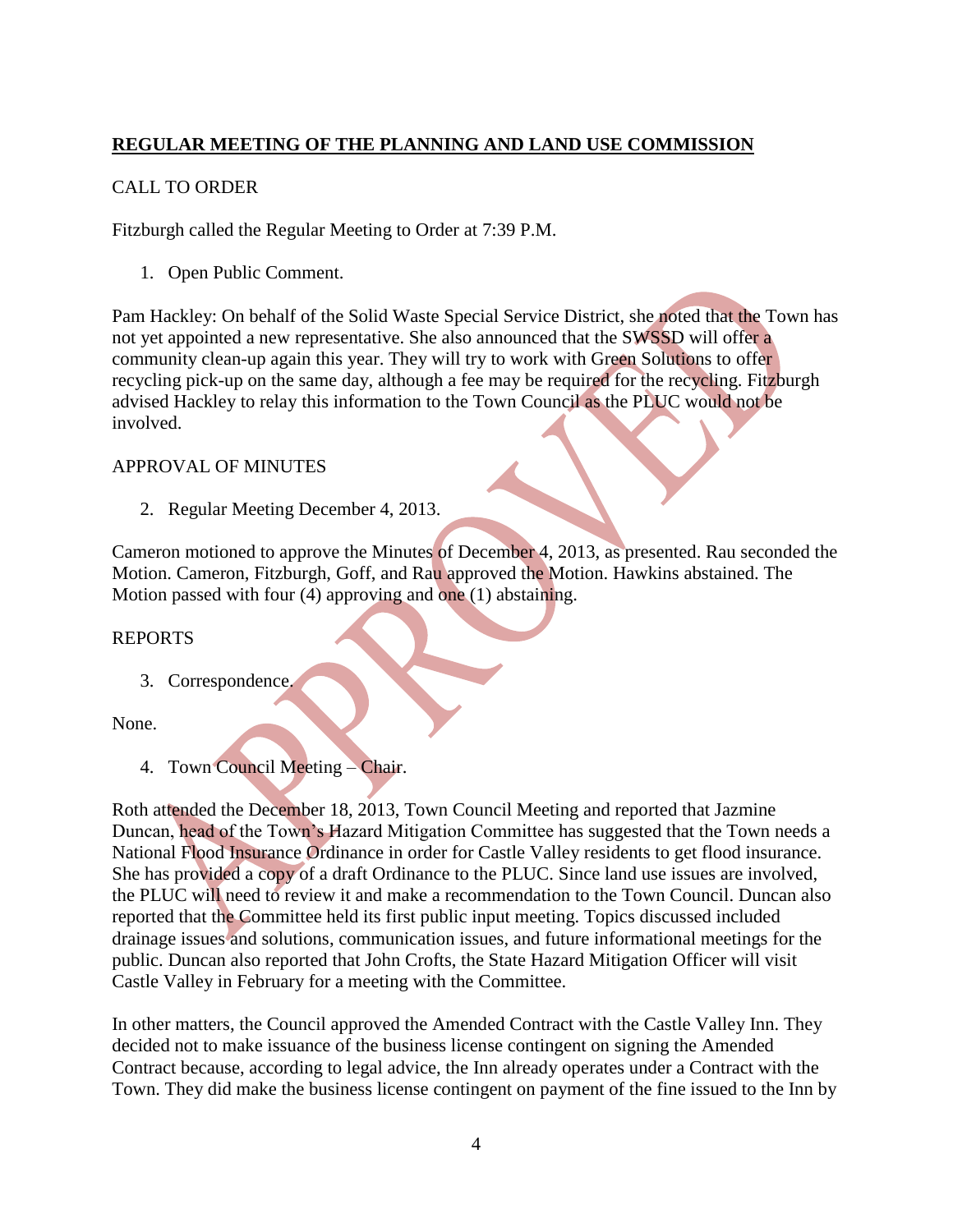**REGULAR MEETING OF THE PLANNING AND LAND USE COMMISSION**

CALL TO ORDER

Fitzburgh called the Regular Meeting to Order at 7:39 P.M.

1. Open Public Comment.

Pam Hackley: On behalf of the Solid Waste Special Service District, she noted that the Town has not yet appointed a new representative. She also announced that the SWSSD will offer a community clean-up again this year. They will try to work with Green Solutions to offer recycling pick-up on the same day, although a fee may be required for the recycling. Fitzburgh advised Hackley to relay this information to the Town Council as the PLUC would not be involved.

APPROVAL OF MINUTES

2. Regular Meeting December 4, 2013.

Cameron motioned to approve the Minutes of December 4, 2013, as presented. Rau seconded the Motion. Cameron, Fitzburgh, Goff, and Rau approved the Motion. Hawkins abstained. The Motion passed with four (4) approving and one (1) abstaining.

REPORTS

3. Correspondence.

None.

4. Town Council Meeting – Chair.

Roth attended the December 18, 2013, Town Council Meeting and reported that Jazmine Duncan, head of the Town's Hazard Mitigation Committee has suggested that the Town needs a National Flood Insurance Ordinance in order for Castle Valley residents to get flood insurance. She has provided a copy of a draft Ordinance to the PLUC. Since land use issues are involved, the PLUC will need to review it and make a recommendation to the Town Council. Duncan also reported that the Committee held its first public input meeting. Topics discussed included drainage issues and solutions, communication issues, and future informational meetings for the public. Duncan also reported that John Crofts, the State Hazard Mitigation Officer will visit Castle Valley in February for a meeting with the Committee.

In other matters, the Council approved the Amended Contract with the Castle Valley Inn. They decided not to make issuance of the business license contingent on signing the Amended Contract because, according to legal advice, the Inn already operates under a Contract with the Town. They did make the business license contingent on payment of the fine issued to the Inn by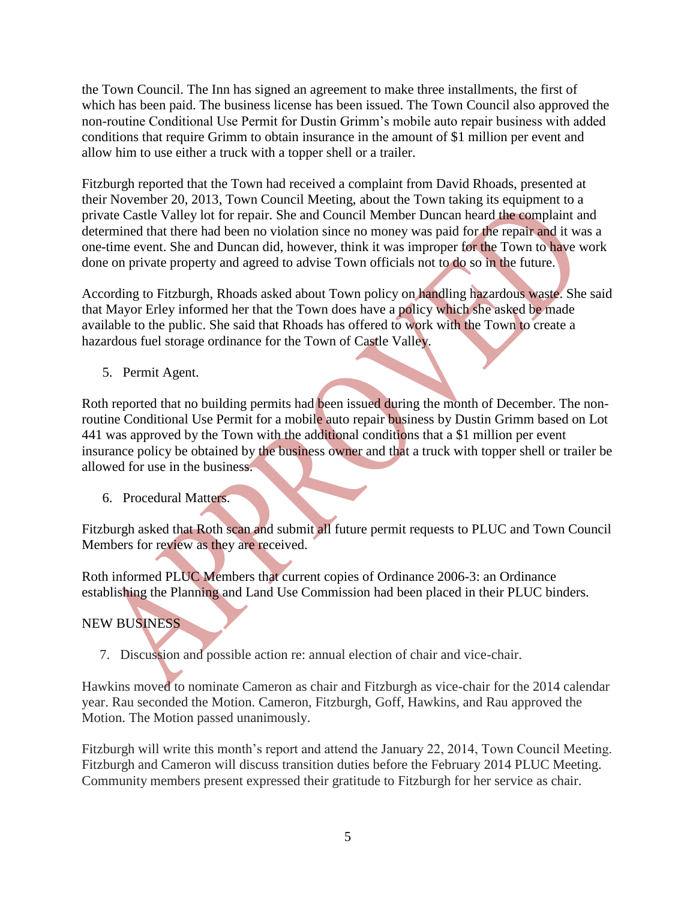the Town Council. The Inn has signed an agreement to make three installments, the first of which has been paid. The business license has been issued. The Town Council also approved the non-routine Conditional Use Permit for Dustin Grimm's mobile auto repair business with added conditions that require Grimm to obtain insurance in the amount of $1 million per event and allow him to use either a truck with a topper shell or a trailer.

Fitzburgh reported that the Town had received a complaint from David Rhoads, presented at their November 20, 2013, Town Council Meeting, about the Town taking its equipment to a private Castle Valley lot for repair. She and Council Member Duncan heard the complaint and determined that there had been no violation since no money was paid for the repair and it was a one-time event. She and Duncan did, however, think it was improper for the Town to have work done on private property and agreed to advise Town officials not to do so in the future.

According to Fitzburgh, Rhoads asked about Town policy on handling hazardous waste. She said that Mayor Erley informed her that the Town does have a policy which she asked be made available to the public. She said that Rhoads has offered to work with the Town to create a hazardous fuel storage ordinance for the Town of Castle Valley.

5. Permit Agent.

Roth reported that no building permits had been issued during the month of December. The non-routine Conditional Use Permit for a mobile auto repair business by Dustin Grimm based on Lot 441 was approved by the Town with the additional conditions that a $1 million per event insurance policy be obtained by the business owner and that a truck with topper shell or trailer be allowed for use in the business.

6. Procedural Matters.

Fitzburgh asked that Roth scan and submit all future permit requests to PLUC and Town Council Members for review as they are received.

Roth informed PLUC Members that current copies of Ordinance 2006-3: an Ordinance establishing the Planning and Land Use Commission had been placed in their PLUC binders.

NEW BUSINESS

7. Discussion and possible action re: annual election of chair and vice-chair.

Hawkins moved to nominate Cameron as chair and Fitzburgh as vice-chair for the 2014 calendar year. Rau seconded the Motion. Cameron, Fitzburgh, Goff, Hawkins, and Rau approved the Motion. The Motion passed unanimously.

Fitzburgh will write this month's report and attend the January 22, 2014, Town Council Meeting. Fitzburgh and Cameron will discuss transition duties before the February 2014 PLUC Meeting. Community members present expressed their gratitude to Fitzburgh for her service as chair.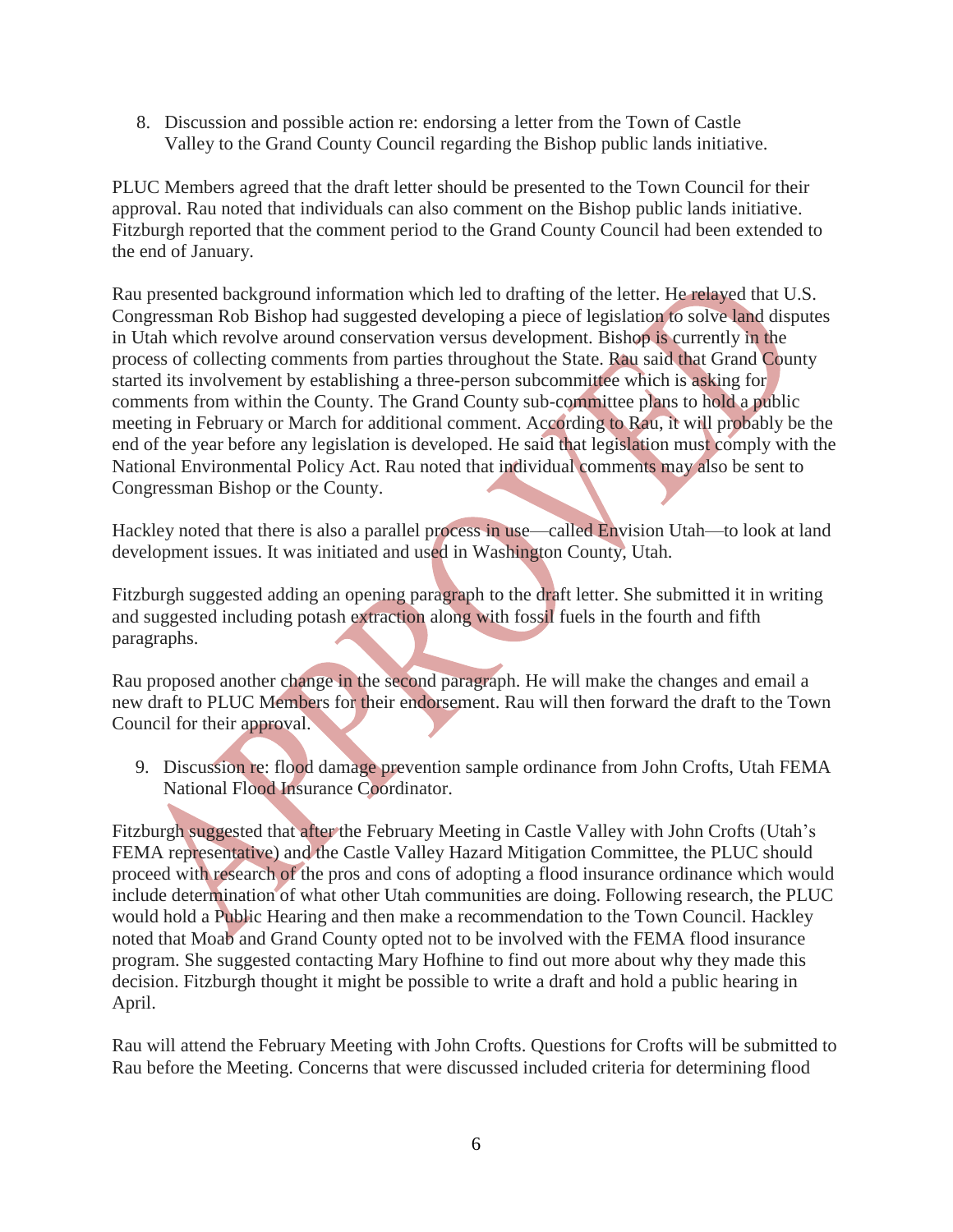8. Discussion and possible action re: endorsing a letter from the Town of Castle Valley to the Grand County Council regarding the Bishop public lands initiative.

PLUC Members agreed that the draft letter should be presented to the Town Council for their approval. Rau noted that individuals can also comment on the Bishop public lands initiative. Fitzburgh reported that the comment period to the Grand County Council had been extended to the end of January.

Rau presented background information which led to drafting of the letter. He relayed that U.S. Congressman Rob Bishop had suggested developing a piece of legislation to solve land disputes in Utah which revolve around conservation versus development. Bishop is currently in the process of collecting comments from parties throughout the State. Rau said that Grand County started its involvement by establishing a three-person subcommittee which is asking for comments from within the County. The Grand County sub-committee plans to hold a public meeting in February or March for additional comment. According to Rau, it will probably be the end of the year before any legislation is developed. He said that legislation must comply with the National Environmental Policy Act. Rau noted that individual comments may also be sent to Congressman Bishop or the County.

Hackley noted that there is also a parallel process in use—called Envision Utah—to look at land development issues. It was initiated and used in Washington County, Utah.

Fitzburgh suggested adding an opening paragraph to the draft letter. She submitted it in writing and suggested including potash extraction along with fossil fuels in the fourth and fifth paragraphs.

Rau proposed another change in the second paragraph. He will make the changes and email a new draft to PLUC Members for their endorsement. Rau will then forward the draft to the Town Council for their approval.

9. Discussion re: flood damage prevention sample ordinance from John Crofts, Utah FEMA National Flood Insurance Coordinator.

Fitzburgh suggested that after the February Meeting in Castle Valley with John Crofts (Utah's FEMA representative) and the Castle Valley Hazard Mitigation Committee, the PLUC should proceed with research of the pros and cons of adopting a flood insurance ordinance which would include determination of what other Utah communities are doing. Following research, the PLUC would hold a Public Hearing and then make a recommendation to the Town Council. Hackley noted that Moab and Grand County opted not to be involved with the FEMA flood insurance program. She suggested contacting Mary Hofhine to find out more about why they made this decision. Fitzburgh thought it might be possible to write a draft and hold a public hearing in April.

Rau will attend the February Meeting with John Crofts. Questions for Crofts will be submitted to Rau before the Meeting. Concerns that were discussed included criteria for determining flood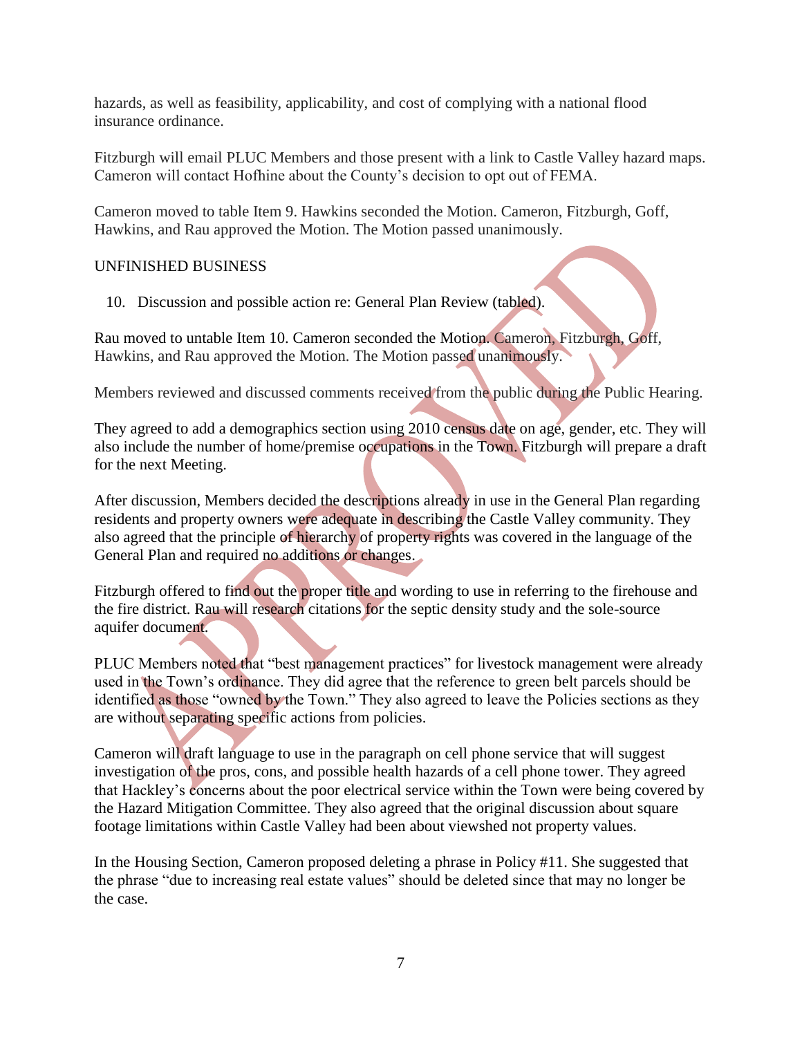hazards, as well as feasibility, applicability, and cost of complying with a national flood insurance ordinance.

Fitzburgh will email PLUC Members and those present with a link to Castle Valley hazard maps. Cameron will contact Hofhine about the County's decision to opt out of FEMA.

Cameron moved to table Item 9. Hawkins seconded the Motion. Cameron, Fitzburgh, Goff, Hawkins, and Rau approved the Motion. The Motion passed unanimously.

UNFINISHED BUSINESS

10. Discussion and possible action re: General Plan Review (tabled).

Rau moved to untable Item 10. Cameron seconded the Motion. Cameron, Fitzburgh, Goff, Hawkins, and Rau approved the Motion. The Motion passed unanimously.

Members reviewed and discussed comments received from the public during the Public Hearing.

They agreed to add a demographics section using 2010 census date on age, gender, etc. They will also include the number of home/premise occupations in the Town. Fitzburgh will prepare a draft for the next Meeting.

After discussion, Members decided the descriptions already in use in the General Plan regarding residents and property owners were adequate in describing the Castle Valley community. They also agreed that the principle of hierarchy of property rights was covered in the language of the General Plan and required no additions or changes.

Fitzburgh offered to find out the proper title and wording to use in referring to the firehouse and the fire district. Rau will research citations for the septic density study and the sole-source aquifer document.

PLUC Members noted that "best management practices" for livestock management were already used in the Town's ordinance. They did agree that the reference to green belt parcels should be identified as those "owned by the Town." They also agreed to leave the Policies sections as they are without separating specific actions from policies.

Cameron will draft language to use in the paragraph on cell phone service that will suggest investigation of the pros, cons, and possible health hazards of a cell phone tower. They agreed that Hackley's concerns about the poor electrical service within the Town were being covered by the Hazard Mitigation Committee. They also agreed that the original discussion about square footage limitations within Castle Valley had been about viewshed not property values.

In the Housing Section, Cameron proposed deleting a phrase in Policy #11. She suggested that the phrase "due to increasing real estate values" should be deleted since that may no longer be the case.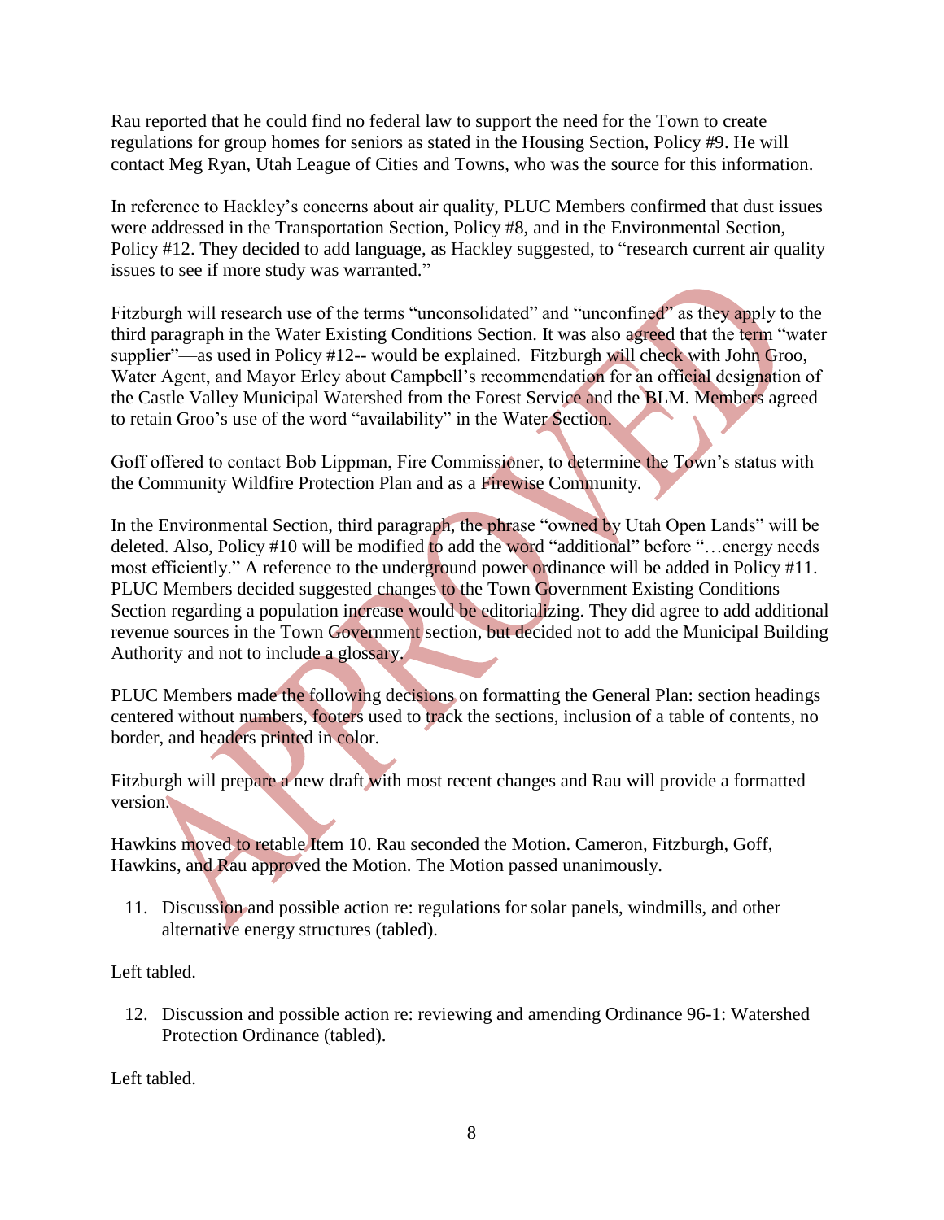Rau reported that he could find no federal law to support the need for the Town to create regulations for group homes for seniors as stated in the Housing Section, Policy #9. He will contact Meg Ryan, Utah League of Cities and Towns, who was the source for this information.

In reference to Hackley's concerns about air quality, PLUC Members confirmed that dust issues were addressed in the Transportation Section, Policy #8, and in the Environmental Section, Policy #12. They decided to add language, as Hackley suggested, to "research current air quality issues to see if more study was warranted."

Fitzburgh will research use of the terms "unconsolidated" and "unconfined" as they apply to the third paragraph in the Water Existing Conditions Section. It was also agreed that the term "water supplier"—as used in Policy #12-- would be explained. Fitzburgh will check with John Groo, Water Agent, and Mayor Erley about Campbell's recommendation for an official designation of the Castle Valley Municipal Watershed from the Forest Service and the BLM. Members agreed to retain Groo's use of the word "availability" in the Water Section.

Goff offered to contact Bob Lippman, Fire Commissioner, to determine the Town's status with the Community Wildfire Protection Plan and as a Firewise Community.

In the Environmental Section, third paragraph, the phrase "owned by Utah Open Lands" will be deleted. Also, Policy #10 will be modified to add the word "additional" before "…energy needs most efficiently." A reference to the underground power ordinance will be added in Policy #11. PLUC Members decided suggested changes to the Town Government Existing Conditions Section regarding a population increase would be editorializing. They did agree to add additional revenue sources in the Town Government section, but decided not to add the Municipal Building Authority and not to include a glossary.

PLUC Members made the following decisions on formatting the General Plan: section headings centered without numbers, footers used to track the sections, inclusion of a table of contents, no border, and headers printed in color.

Fitzburgh will prepare a new draft with most recent changes and Rau will provide a formatted version.

Hawkins moved to retable Item 10. Rau seconded the Motion. Cameron, Fitzburgh, Goff, Hawkins, and Rau approved the Motion. The Motion passed unanimously.

11. Discussion and possible action re: regulations for solar panels, windmills, and other alternative energy structures (tabled).

Left tabled.

12. Discussion and possible action re: reviewing and amending Ordinance 96-1: Watershed Protection Ordinance (tabled).

Left tabled.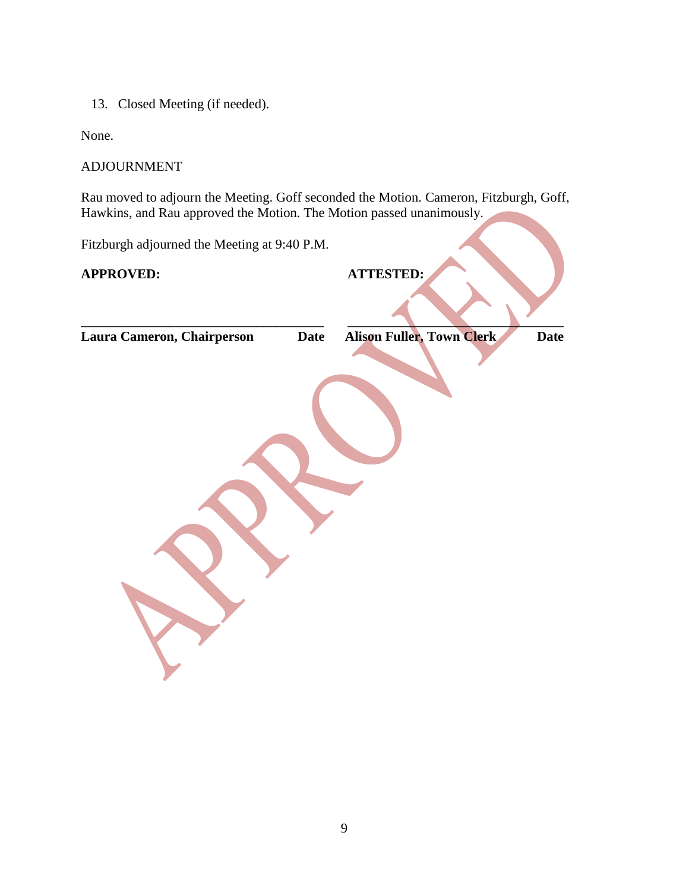13. Closed Meeting (if needed).

None.

ADJOURNMENT

Rau moved to adjourn the Meeting. Goff seconded the Motion. Cameron, Fitzburgh, Goff, Hawkins, and Rau approved the Motion. The Motion passed unanimously.

Fitzburgh adjourned the Meeting at 9:40 P.M.

**APPROVED:** **ATTESTED:**

\_\_\_\_\_\_\_\_\_\_\_\_\_\_\_\_\_\_\_\_\_\_\_\_\_\_\_\_\_\_\_\_\_\_\_\_\_\_ \_\_\_\_\_\_\_\_\_\_\_\_\_\_\_\_\_\_\_\_\_\_\_\_\_\_\_\_\_\_\_\_\_\_\_\_\_\_

**Laura Cameron, Chairperson Date** **Alison Fuller, Town Clerk Date**

APPROVED